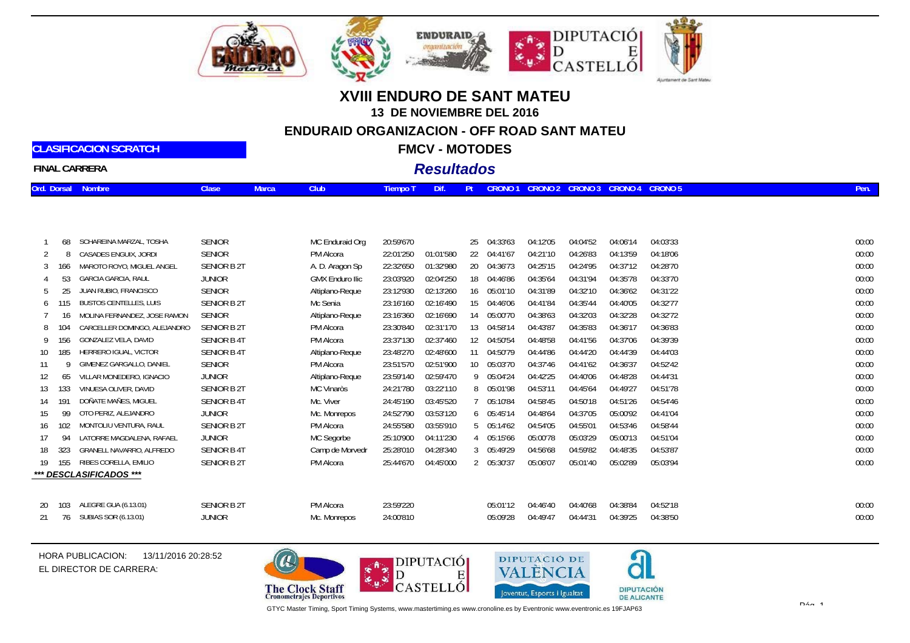# XVIII ENDURO DE SANT MATEU

## 13 DE NOVIEMBRE DEL 2016

## ENDURAID ORGANIZACION - OFF ROAD SANT MATEU

## FMCV - MOTODES

***Resultados***

**CLASIFICACION SCRATCH**

**FINAL CARRERA**

| Ord. | Dorsal | Nombre | Clase | Marca | Club | Tiempo T | Dif. | Pt | CRONO 1 | CRONO 2 | CRONO 3 | CRONO 4 | CRONO 5 | Pen. |
|---|---|---|---|---|---|---|---|---|---|---|---|---|---|---|
| 1 | 68 | SCHAREINA MARZAL, TOSHA | SENIOR | | MC Enduraid Org | 20:59'670 | | 25 | 04:33'63 | 04:12'05 | 04:04'52 | 04:06'14 | 04:03'33 | 00:00 |
| 2 | 8 | CASADES ENGUIX, JORDI | SENIOR | | PM Alcora | 22:01'250 | 01:01'580 | 22 | 04:41'67 | 04:21'10 | 04:26'83 | 04:13'59 | 04:18'06 | 00:00 |
| 3 | 166 | MAROTO ROYO, MIGUEL ANGEL | SENIOR B 2T | | A. D. Aragon Sp | 22:32'650 | 01:32'980 | 20 | 04:36'73 | 04:25'15 | 04:24'95 | 04:37'12 | 04:28'70 | 00:00 |
| 4 | 53 | GARCIA GARCIA, RAUL | JUNIOR | | GMX Enduro Ilic | 23:03'920 | 02:04'250 | 18 | 04:46'86 | 04:35'64 | 04:31'94 | 04:35'78 | 04:33'70 | 00:00 |
| 5 | 25 | JUAN RUBIO, FRANCISCO | SENIOR | | Altiplano-Reque | 23:12'930 | 02:13'260 | 16 | 05:01'10 | 04:31'89 | 04:32'10 | 04:36'62 | 04:31'22 | 00:00 |
| 6 | 115 | BUSTOS CENTELLES, LUIS | SENIOR B 2T | | Mc Senia | 23:16'160 | 02:16'490 | 15 | 04:46'06 | 04:41'84 | 04:35'44 | 04:40'05 | 04:32'77 | 00:00 |
| 7 | 16 | MOLINA FERNANDEZ, JOSE RAMON | SENIOR | | Altiplano-Reque | 23:16'360 | 02:16'690 | 14 | 05:00'70 | 04:38'63 | 04:32'03 | 04:32'28 | 04:32'72 | 00:00 |
| 8 | 104 | CARCELLER DOMINGO, ALEJANDRO | SENIOR B 2T | | PM Alcora | 23:30'840 | 02:31'170 | 13 | 04:58'14 | 04:43'87 | 04:35'83 | 04:36'17 | 04:36'83 | 00:00 |
| 9 | 156 | GONZALEZ VELA, DAVID | SENIOR B 4T | | PM Alcora | 23:37'130 | 02:37'460 | 12 | 04:50'54 | 04:48'58 | 04:41'56 | 04:37'06 | 04:39'39 | 00:00 |
| 10 | 185 | HERRERO IGUAL, VICTOR | SENIOR B 4T | | Altiplano-Reque | 23:48'270 | 02:48'600 | 11 | 04:50'79 | 04:44'86 | 04:44'20 | 04:44'39 | 04:44'03 | 00:00 |
| 11 | 9 | GIMENEZ GARGALLO, DANIEL | SENIOR | | PM Alcora | 23:51'570 | 02:51'900 | 10 | 05:03'70 | 04:37'46 | 04:41'62 | 04:36'37 | 04:52'42 | 00:00 |
| 12 | 65 | VILLAR MONEDERO, IGNACIO | JUNIOR | | Altiplano-Reque | 23:59'140 | 02:59'470 | 9 | 05:04'24 | 04:42'25 | 04:40'06 | 04:48'28 | 04:44'31 | 00:00 |
| 13 | 133 | VINUESA OLIVER, DAVID | SENIOR B 2T | | MC Vinaròs | 24:21'780 | 03:22'110 | 8 | 05:01'98 | 04:53'11 | 04:45'64 | 04:49'27 | 04:51'78 | 00:00 |
| 14 | 191 | DOÑATE MAÑES, MIGUEL | SENIOR B 4T | | Mc. Viver | 24:45'190 | 03:45'520 | 7 | 05:10'84 | 04:58'45 | 04:50'18 | 04:51'26 | 04:54'46 | 00:00 |
| 15 | 99 | OTO PERIZ, ALEJANDRO | JUNIOR | | Mc. Monrepos | 24:52'790 | 03:53'120 | 6 | 05:45'14 | 04:48'64 | 04:37'05 | 05:00'92 | 04:41'04 | 00:00 |
| 16 | 102 | MONTOLIU VENTURA, RAUL | SENIOR B 2T | | PM Alcora | 24:55'580 | 03:55'910 | 5 | 05:14'62 | 04:54'05 | 04:55'01 | 04:53'46 | 04:58'44 | 00:00 |
| 17 | 94 | LATORRE MAGDALENA, RAFAEL | JUNIOR | | MC Segorbe | 25:10'900 | 04:11'230 | 4 | 05:15'66 | 05:00'78 | 05:03'29 | 05:00'13 | 04:51'04 | 00:00 |
| 18 | 323 | GRANELL NAVARRO, ALFREDO | SENIOR B 4T | | Camp de Morvedr | 25:28'010 | 04:28'340 | 3 | 05:49'29 | 04:56'68 | 04:59'82 | 04:48'35 | 04:53'87 | 00:00 |
| 19 | 155 | RIBES CORELLA, EMILIO | SENIOR B 2T | | PM Alcora | 25:44'670 | 04:45'000 | 2 | 05:30'37 | 05:06'07 | 05:01'40 | 05:02'89 | 05:03'94 | 00:00 |

***\*\*\* DESCLASIFICADOS \*\*\****

| Ord. | Dorsal | Nombre | Clase | Marca | Club | Tiempo T | Dif. | Pt | CRONO 1 | CRONO 2 | CRONO 3 | CRONO 4 | CRONO 5 | Pen. |
|---|---|---|---|---|---|---|---|---|---|---|---|---|---|---|
| 20 | 103 | ALEGRE GUA (6.13.01) | SENIOR B 2T | | PM Alcora | 23:59'220 | | | 05:01'12 | 04:46'40 | 04:40'68 | 04:38'84 | 04:52'18 | 00:00 |
| 21 | 76 | SUBIAS SOR (6.13.01) | JUNIOR | | Mc. Monrepos | 24:00'810 | | | 05:09'28 | 04:49'47 | 04:44'31 | 04:39'25 | 04:38'50 | 00:00 |

HORA PUBLICACION: 13/11/2016 20:28:52

EL DIRECTOR DE CARRERA:

GTYC Master Timing, Sport Timing Systems, www.mastertiming.es www.cronoline.es by Eventronic www.eventronic.es 19FJAP63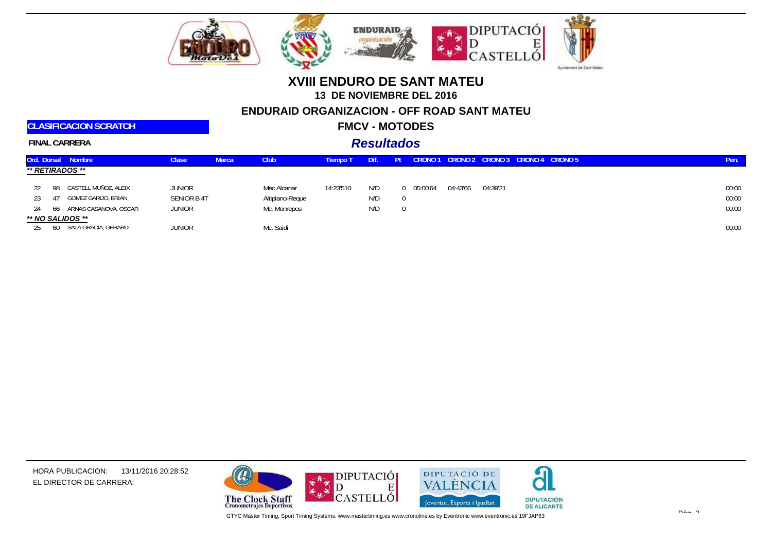# XVIII ENDURO DE SANT MATEU

**13 DE NOVIEMBRE DEL 2016**

**ENDURAID ORGANIZACION - OFF ROAD SANT MATEU**

**CLASIFICACION SCRATCH**

**FMCV - MOTODES**

**FINAL CARRERA**

## *Resultados*

| Ord. | Dorsal | Nombre | Clase | Marca | Club | Tiempo T | Dif. | Pt | CRONO 1 | CRONO 2 | CRONO 3 | CRONO 4 | CRONO 5 | Pen. |
|---|---|---|---|---|---|---|---|---|---|---|---|---|---|---|
| ***** RETIRADOS ***** | | | | | | | | | | | | | | |
| 22 | 98 | CASTELL MUÑOZ, ALEIX | JUNIOR | | Mec Alcanar | 14:23'510 | N/D | 0 | 05:00'64 | 04:43'66 | 04:39'21 | | | 00:00 |
| 23 | 47 | GOMEZ GARIJO, BRIAN | SENIOR B 4T | | Altiplano-Reque | | N/D | 0 | | | | | | 00:00 |
| 24 | 66 | ARNAS CASANOVA, OSCAR | JUNIOR | | Mc. Monrepos | | N/D | 0 | | | | | | 00:00 |
| ***** NO SALIDOS ***** | | | | | | | | | | | | | | |
| 25 | 60 | SALA GRACIA, GERARD | JUNIOR | | Mc. Saidi | | | | | | | | | 00:00 |

HORA PUBLICACION: 13/11/2016 20:28:52

EL DIRECTOR DE CARRERA:

GTYC Master Timing, Sport Timing Systems, www.mastertiming.es www.cronoline.es by Eventronic www.eventronic.es 19FJAP63